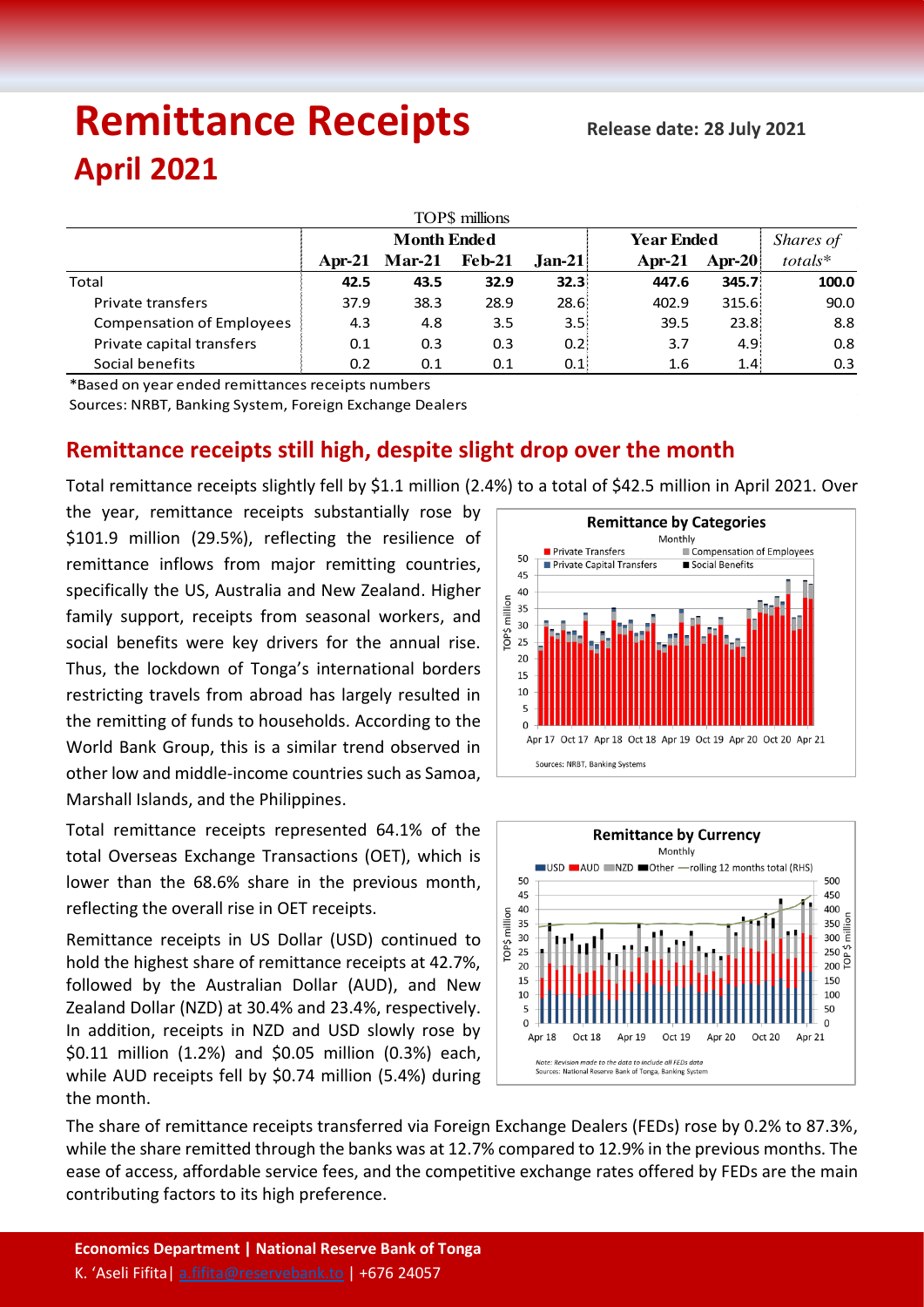# Remittance Receipts

**Release date: 28 July 2021**

## April 2021

| TOP$ millions | Month Ended | | | | Year Ended | | *Shares of* |
|---|---|---|---|---|---|---|---|
| | **Apr-21** | **Mar-21** | **Feb-21** | **Jan-21** | **Apr-21** | **Apr-20** | *totals** |
| Total | **42.5** | **43.5** | **32.9** | **32.3** | **447.6** | **345.7** | **100.0** |
| Private transfers | 37.9 | 38.3 | 28.9 | 28.6 | 402.9 | 315.6 | 90.0 |
| Compensation of Employees | 4.3 | 4.8 | 3.5 | 3.5 | 39.5 | 23.8 | 8.8 |
| Private capital transfers | 0.1 | 0.3 | 0.3 | 0.2 | 3.7 | 4.9 | 0.8 |
| Social benefits | 0.2 | 0.1 | 0.1 | 0.1 | 1.6 | 1.4 | 0.3 |

*Based on year ended remittances receipts numbers

Sources: NRBT, Banking System, Foreign Exchange Dealers

## Remittance receipts still high, despite slight drop over the month

Total remittance receipts slightly fell by $1.1 million (2.4%) to a total of $42.5 million in April 2021. Over the year, remittance receipts substantially rose by $101.9 million (29.5%), reflecting the resilience of remittance inflows from major remitting countries, specifically the US, Australia and New Zealand. Higher family support, receipts from seasonal workers, and social benefits were key drivers for the annual rise. Thus, the lockdown of Tonga's international borders restricting travels from abroad has largely resulted in the remitting of funds to households. According to the World Bank Group, this is a similar trend observed in other low and middle-income countries such as Samoa, Marshall Islands, and the Philippines.

Total remittance receipts represented 64.1% of the total Overseas Exchange Transactions (OET), which is lower than the 68.6% share in the previous month, reflecting the overall rise in OET receipts.

Remittance receipts in US Dollar (USD) continued to hold the highest share of remittance receipts at 42.7%, followed by the Australian Dollar (AUD), and New Zealand Dollar (NZD) at 30.4% and 23.4%, respectively. In addition, receipts in NZD and USD slowly rose by $0.11 million (1.2%) and $0.05 million (0.3%) each, while AUD receipts fell by $0.74 million (5.4%) during the month.

The share of remittance receipts transferred via Foreign Exchange Dealers (FEDs) rose by 0.2% to 87.3%, while the share remitted through the banks was at 12.7% compared to 12.9% in the previous months. The ease of access, affordable service fees, and the competitive exchange rates offered by FEDs are the main contributing factors to its high preference.

**Economics Department | National Reserve Bank of Tonga**

K. 'Aseli Fifita| a.fifita@reservebank.to | +676 24057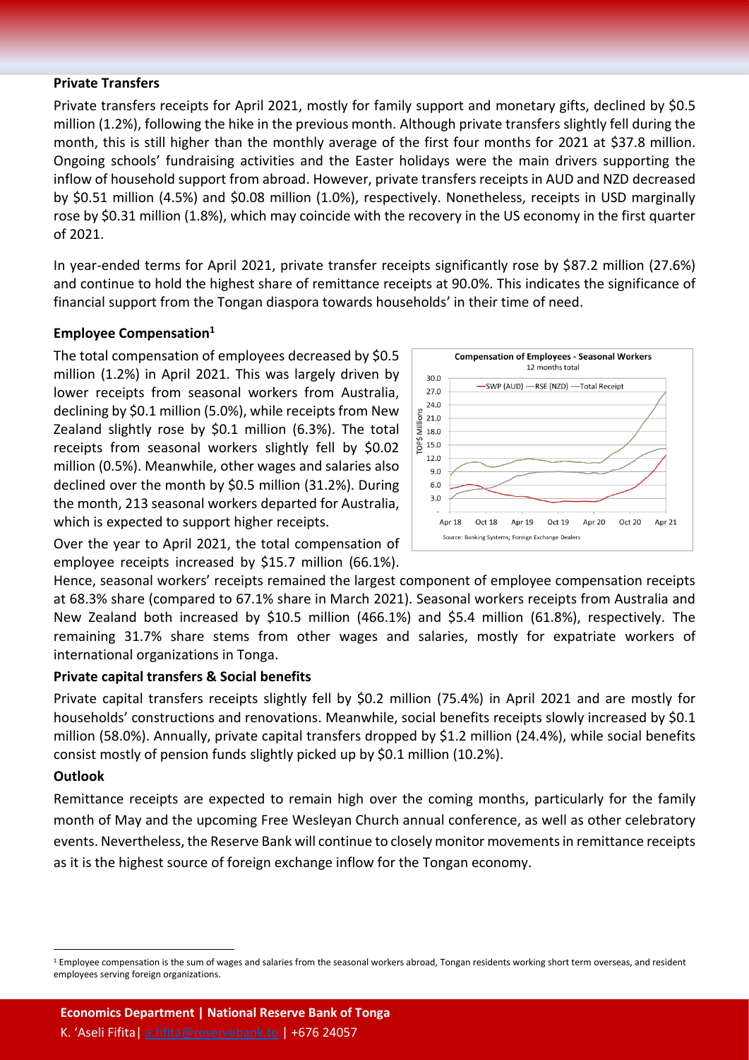**Private Transfers**

Private transfers receipts for April 2021, mostly for family support and monetary gifts, declined by $0.5 million (1.2%), following the hike in the previous month. Although private transfers slightly fell during the month, this is still higher than the monthly average of the first four months for 2021 at $37.8 million. Ongoing schools' fundraising activities and the Easter holidays were the main drivers supporting the inflow of household support from abroad. However, private transfers receipts in AUD and NZD decreased by $0.51 million (4.5%) and $0.08 million (1.0%), respectively. Nonetheless, receipts in USD marginally rose by $0.31 million (1.8%), which may coincide with the recovery in the US economy in the first quarter of 2021.

In year-ended terms for April 2021, private transfer receipts significantly rose by $87.2 million (27.6%) and continue to hold the highest share of remittance receipts at 90.0%. This indicates the significance of financial support from the Tongan diaspora towards households' in their time of need.

**Employee Compensation[1]**

The total compensation of employees decreased by $0.5 million (1.2%) in April 2021. This was largely driven by lower receipts from seasonal workers from Australia, declining by $0.1 million (5.0%), while receipts from New Zealand slightly rose by $0.1 million (6.3%). The total receipts from seasonal workers slightly fell by $0.02 million (0.5%). Meanwhile, other wages and salaries also declined over the month by $0.5 million (31.2%). During the month, 213 seasonal workers departed for Australia, which is expected to support higher receipts.

Compensation of Employees - Seasonal Workers
12 months total

Source: Banking Systems; Foreign Exchange Dealers

Over the year to April 2021, the total compensation of employee receipts increased by $15.7 million (66.1%). Hence, seasonal workers' receipts remained the largest component of employee compensation receipts at 68.3% share (compared to 67.1% share in March 2021). Seasonal workers receipts from Australia and New Zealand both increased by $10.5 million (466.1%) and $5.4 million (61.8%), respectively. The remaining 31.7% share stems from other wages and salaries, mostly for expatriate workers of international organizations in Tonga.

**Private capital transfers & Social benefits**

Private capital transfers receipts slightly fell by $0.2 million (75.4%) in April 2021 and are mostly for households' constructions and renovations. Meanwhile, social benefits receipts slowly increased by $0.1 million (58.0%). Annually, private capital transfers dropped by $1.2 million (24.4%), while social benefits consist mostly of pension funds slightly picked up by $0.1 million (10.2%).

**Outlook**

Remittance receipts are expected to remain high over the coming months, particularly for the family month of May and the upcoming Free Wesleyan Church annual conference, as well as other celebratory events. Nevertheless, the Reserve Bank will continue to closely monitor movements in remittance receipts as it is the highest source of foreign exchange inflow for the Tongan economy.

[1] Employee compensation is the sum of wages and salaries from the seasonal workers abroad, Tongan residents working short term overseas, and resident employees serving foreign organizations.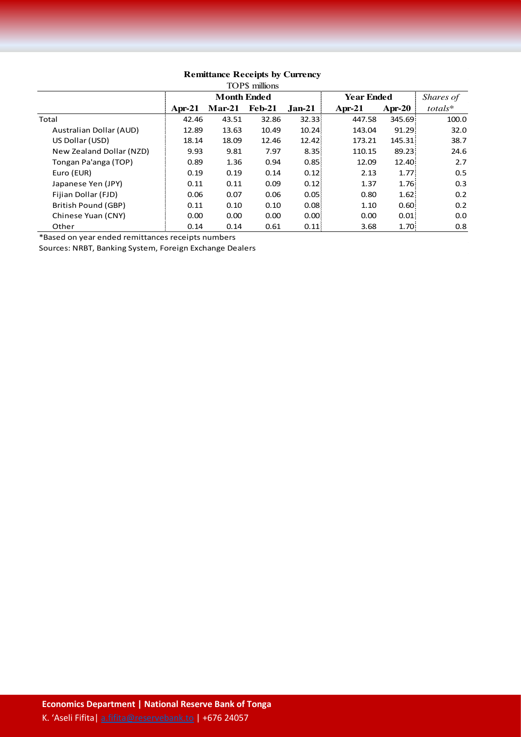**Remittance Receipts by Currency**

TOP$ millions

| | Month Ended | | | | Year Ended | | *Shares of* |
|---|---|---|---|---|---|---|---|
| | **Apr-21** | **Mar-21** | **Feb-21** | **Jan-21** | **Apr-21** | **Apr-20** | *totals** |
| Total | 42.46 | 43.51 | 32.86 | 32.33 | 447.58 | 345.69 | 100.0 |
| Australian Dollar (AUD) | 12.89 | 13.63 | 10.49 | 10.24 | 143.04 | 91.29 | 32.0 |
| US Dollar (USD) | 18.14 | 18.09 | 12.46 | 12.42 | 173.21 | 145.31 | 38.7 |
| New Zealand Dollar (NZD) | 9.93 | 9.81 | 7.97 | 8.35 | 110.15 | 89.23 | 24.6 |
| Tongan Pa'anga (TOP) | 0.89 | 1.36 | 0.94 | 0.85 | 12.09 | 12.40 | 2.7 |
| Euro (EUR) | 0.19 | 0.19 | 0.14 | 0.12 | 2.13 | 1.77 | 0.5 |
| Japanese Yen (JPY) | 0.11 | 0.11 | 0.09 | 0.12 | 1.37 | 1.76 | 0.3 |
| Fijian Dollar (FJD) | 0.06 | 0.07 | 0.06 | 0.05 | 0.80 | 1.62 | 0.2 |
| British Pound (GBP) | 0.11 | 0.10 | 0.10 | 0.08 | 1.10 | 0.60 | 0.2 |
| Chinese Yuan (CNY) | 0.00 | 0.00 | 0.00 | 0.00 | 0.00 | 0.01 | 0.0 |
| Other | 0.14 | 0.14 | 0.61 | 0.11 | 3.68 | 1.70 | 0.8 |

*Based on year ended remittances receipts numbers

Sources: NRBT, Banking System, Foreign Exchange Dealers

**Economics Department | National Reserve Bank of Tonga**

K. 'Aseli Fifita| a.fifita@reservebank.to | +676 24057